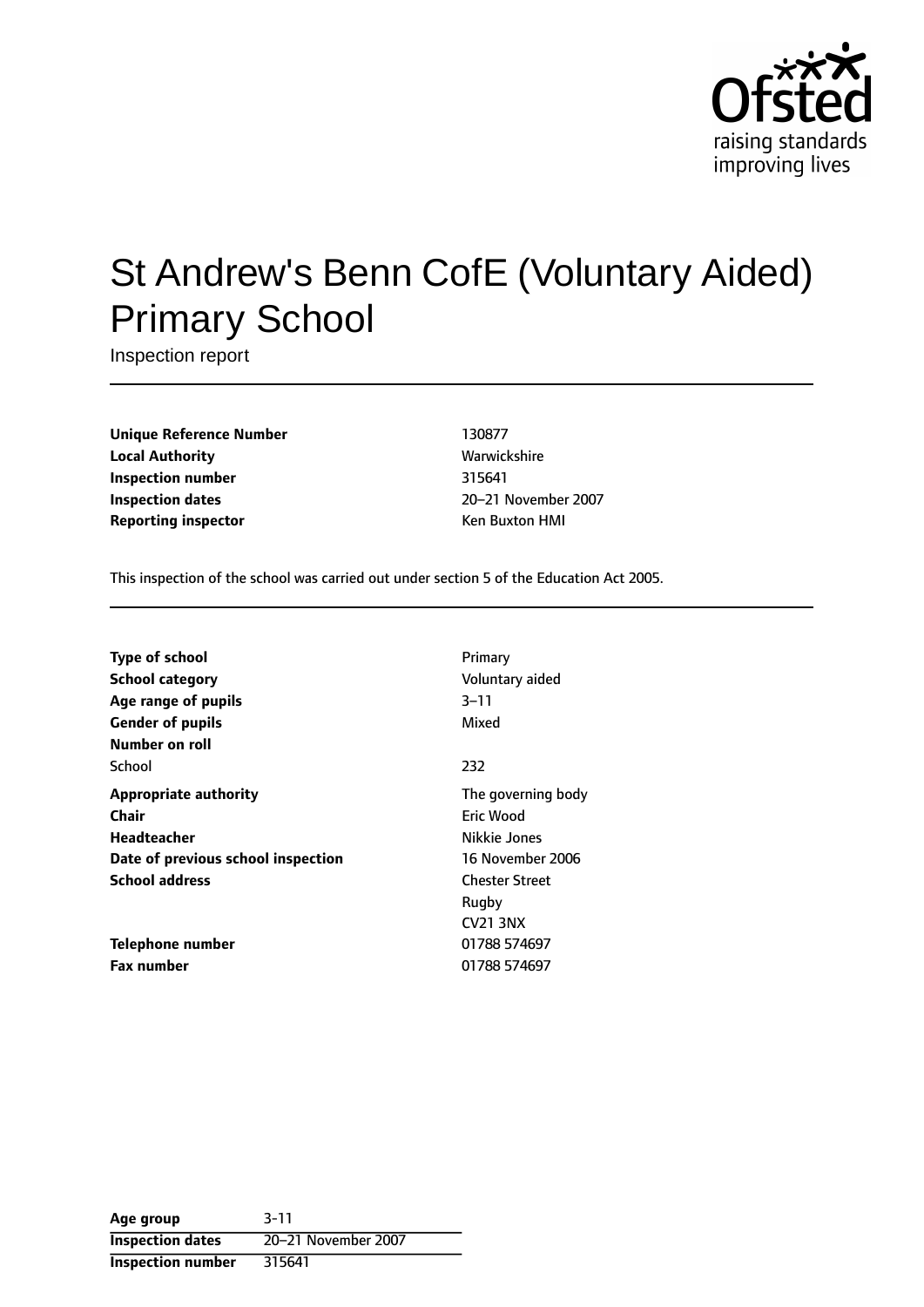Ofsted
raising standards
improving lives

# St Andrew's Benn CofE (Voluntary Aided) Primary School

Inspection report

| | |
|---|---|
| **Unique Reference Number** | 130877 |
| **Local Authority** | Warwickshire |
| **Inspection number** | 315641 |
| **Inspection dates** | 20–21 November 2007 |
| **Reporting inspector** | Ken Buxton HMI |

This inspection of the school was carried out under section 5 of the Education Act 2005.

| | |
|---|---|
| **Type of school** | Primary |
| **School category** | Voluntary aided |
| **Age range of pupils** | 3–11 |
| **Gender of pupils** | Mixed |
| **Number on roll** | |
| School | 232 |
| **Appropriate authority** | The governing body |
| **Chair** | Eric Wood |
| **Headteacher** | Nikkie Jones |
| **Date of previous school inspection** | 16 November 2006 |
| **School address** | Chester Street<br>Rugby<br>CV21 3NX |
| **Telephone number** | 01788 574697 |
| **Fax number** | 01788 574697 |

| | |
|---|---|
| **Age group** | 3-11 |
| **Inspection dates** | 20–21 November 2007 |
| **Inspection number** | 315641 |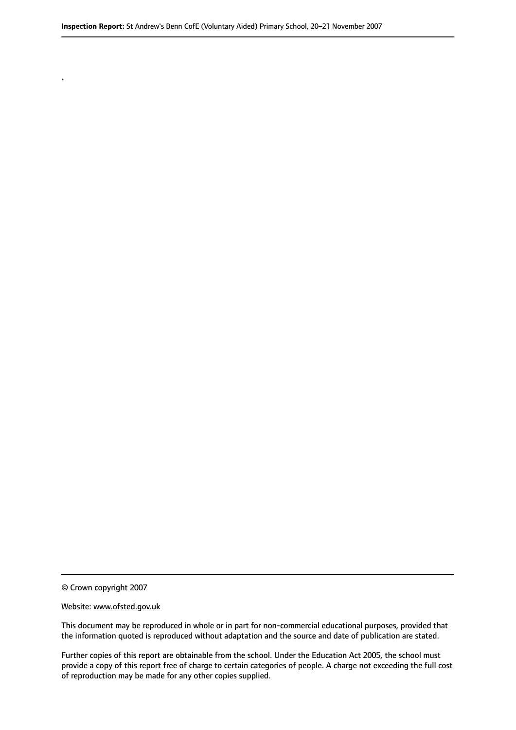.

© Crown copyright 2007

Website: www.ofsted.gov.uk

This document may be reproduced in whole or in part for non-commercial educational purposes, provided that the information quoted is reproduced without adaptation and the source and date of publication are stated.

Further copies of this report are obtainable from the school. Under the Education Act 2005, the school must provide a copy of this report free of charge to certain categories of people. A charge not exceeding the full cost of reproduction may be made for any other copies supplied.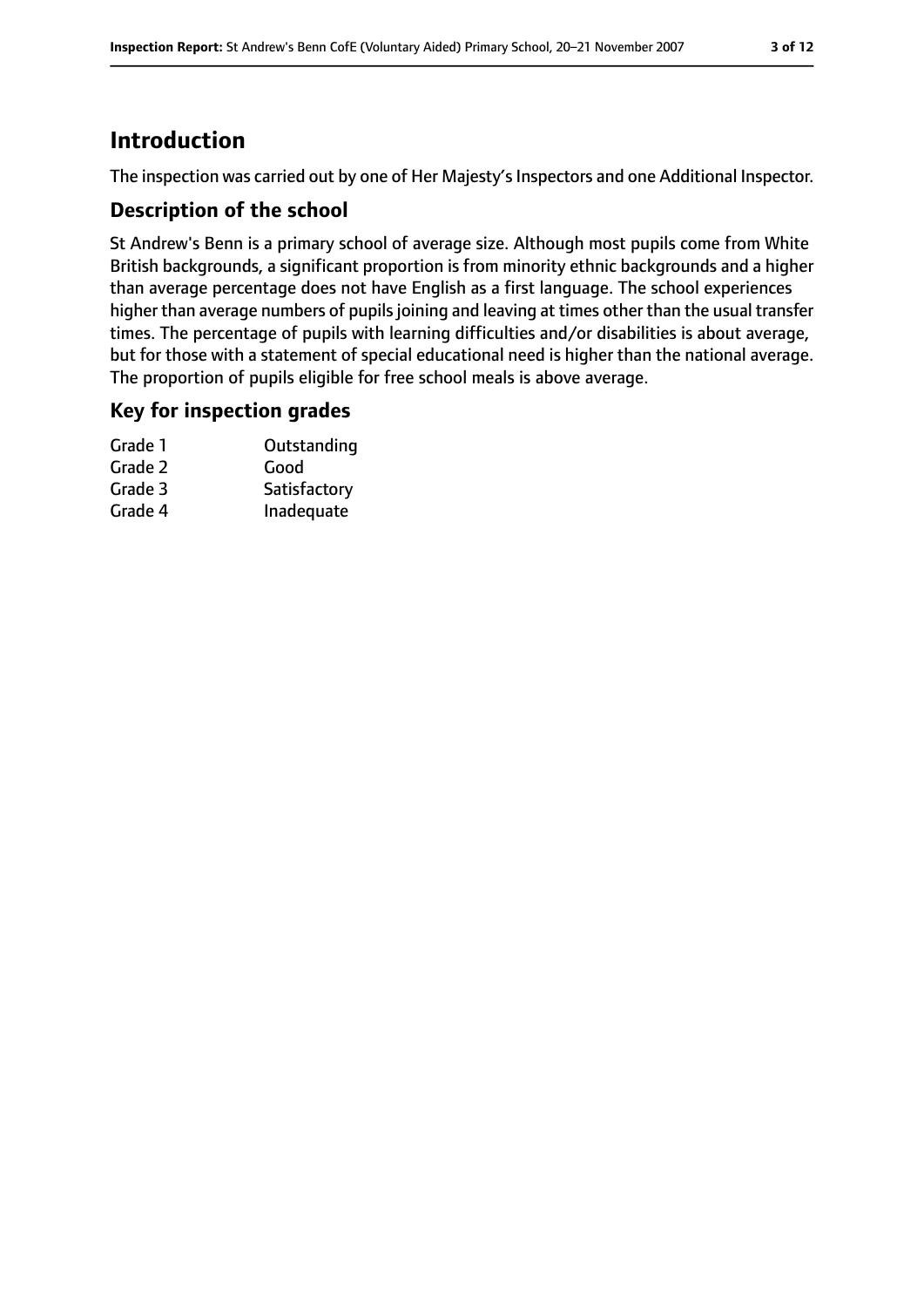# Introduction

The inspection was carried out by one of Her Majesty's Inspectors and one Additional Inspector.

## Description of the school

St Andrew's Benn is a primary school of average size. Although most pupils come from White British backgrounds, a significant proportion is from minority ethnic backgrounds and a higher than average percentage does not have English as a first language. The school experiences higher than average numbers of pupils joining and leaving at times other than the usual transfer times. The percentage of pupils with learning difficulties and/or disabilities is about average, but for those with a statement of special educational need is higher than the national average. The proportion of pupils eligible for free school meals is above average.

## Key for inspection grades

| | |
|---|---|
| Grade 1 | Outstanding |
| Grade 2 | Good |
| Grade 3 | Satisfactory |
| Grade 4 | Inadequate |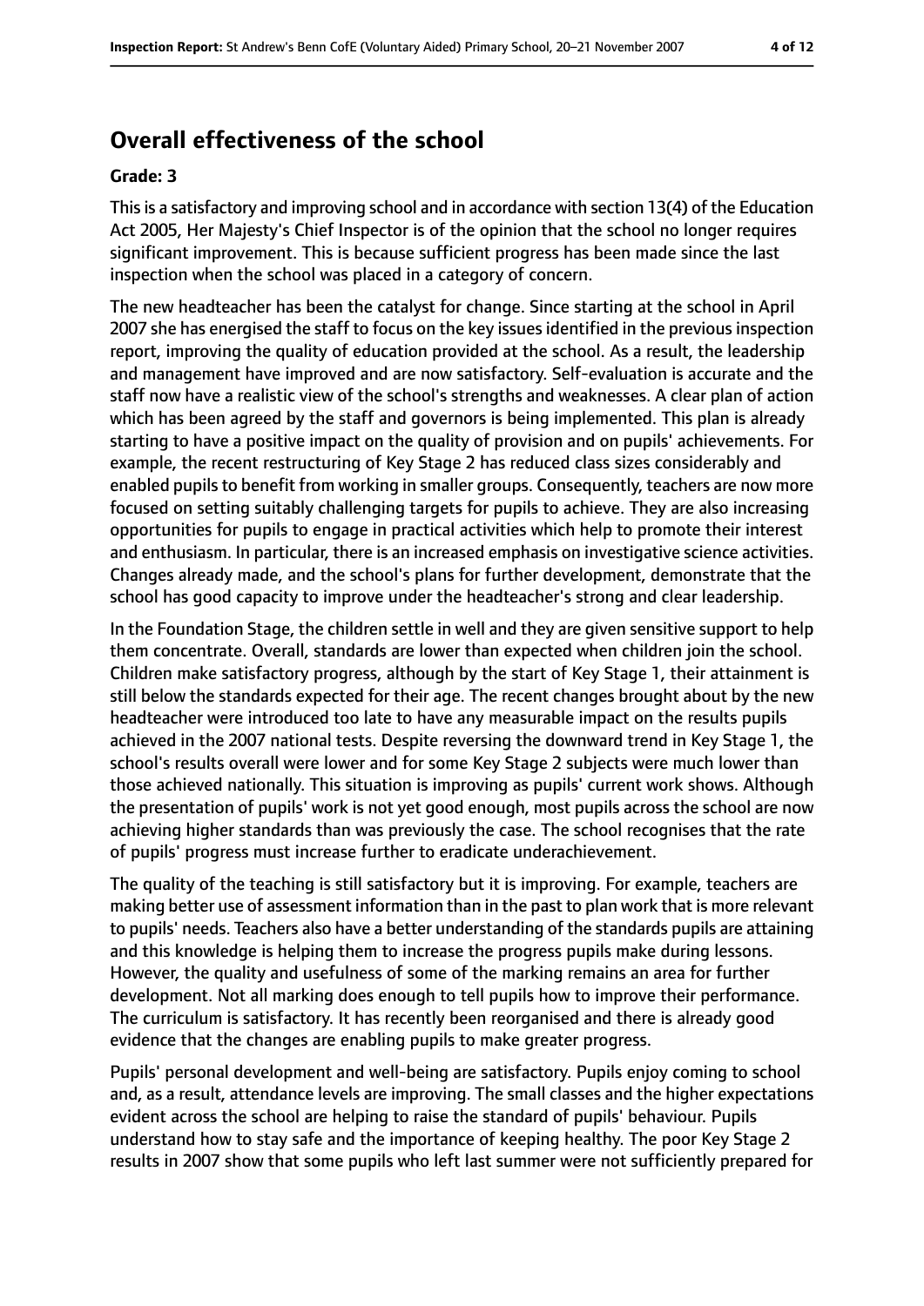## Overall effectiveness of the school

### Grade: 3

This is a satisfactory and improving school and in accordance with section 13(4) of the Education Act 2005, Her Majesty's Chief Inspector is of the opinion that the school no longer requires significant improvement. This is because sufficient progress has been made since the last inspection when the school was placed in a category of concern.

The new headteacher has been the catalyst for change. Since starting at the school in April 2007 she has energised the staff to focus on the key issues identified in the previous inspection report, improving the quality of education provided at the school. As a result, the leadership and management have improved and are now satisfactory. Self-evaluation is accurate and the staff now have a realistic view of the school's strengths and weaknesses. A clear plan of action which has been agreed by the staff and governors is being implemented. This plan is already starting to have a positive impact on the quality of provision and on pupils' achievements. For example, the recent restructuring of Key Stage 2 has reduced class sizes considerably and enabled pupils to benefit from working in smaller groups. Consequently, teachers are now more focused on setting suitably challenging targets for pupils to achieve. They are also increasing opportunities for pupils to engage in practical activities which help to promote their interest and enthusiasm. In particular, there is an increased emphasis on investigative science activities. Changes already made, and the school's plans for further development, demonstrate that the school has good capacity to improve under the headteacher's strong and clear leadership.

In the Foundation Stage, the children settle in well and they are given sensitive support to help them concentrate. Overall, standards are lower than expected when children join the school. Children make satisfactory progress, although by the start of Key Stage 1, their attainment is still below the standards expected for their age. The recent changes brought about by the new headteacher were introduced too late to have any measurable impact on the results pupils achieved in the 2007 national tests. Despite reversing the downward trend in Key Stage 1, the school's results overall were lower and for some Key Stage 2 subjects were much lower than those achieved nationally. This situation is improving as pupils' current work shows. Although the presentation of pupils' work is not yet good enough, most pupils across the school are now achieving higher standards than was previously the case. The school recognises that the rate of pupils' progress must increase further to eradicate underachievement.

The quality of the teaching is still satisfactory but it is improving. For example, teachers are making better use of assessment information than in the past to plan work that is more relevant to pupils' needs. Teachers also have a better understanding of the standards pupils are attaining and this knowledge is helping them to increase the progress pupils make during lessons. However, the quality and usefulness of some of the marking remains an area for further development. Not all marking does enough to tell pupils how to improve their performance. The curriculum is satisfactory. It has recently been reorganised and there is already good evidence that the changes are enabling pupils to make greater progress.

Pupils' personal development and well-being are satisfactory. Pupils enjoy coming to school and, as a result, attendance levels are improving. The small classes and the higher expectations evident across the school are helping to raise the standard of pupils' behaviour. Pupils understand how to stay safe and the importance of keeping healthy. The poor Key Stage 2 results in 2007 show that some pupils who left last summer were not sufficiently prepared for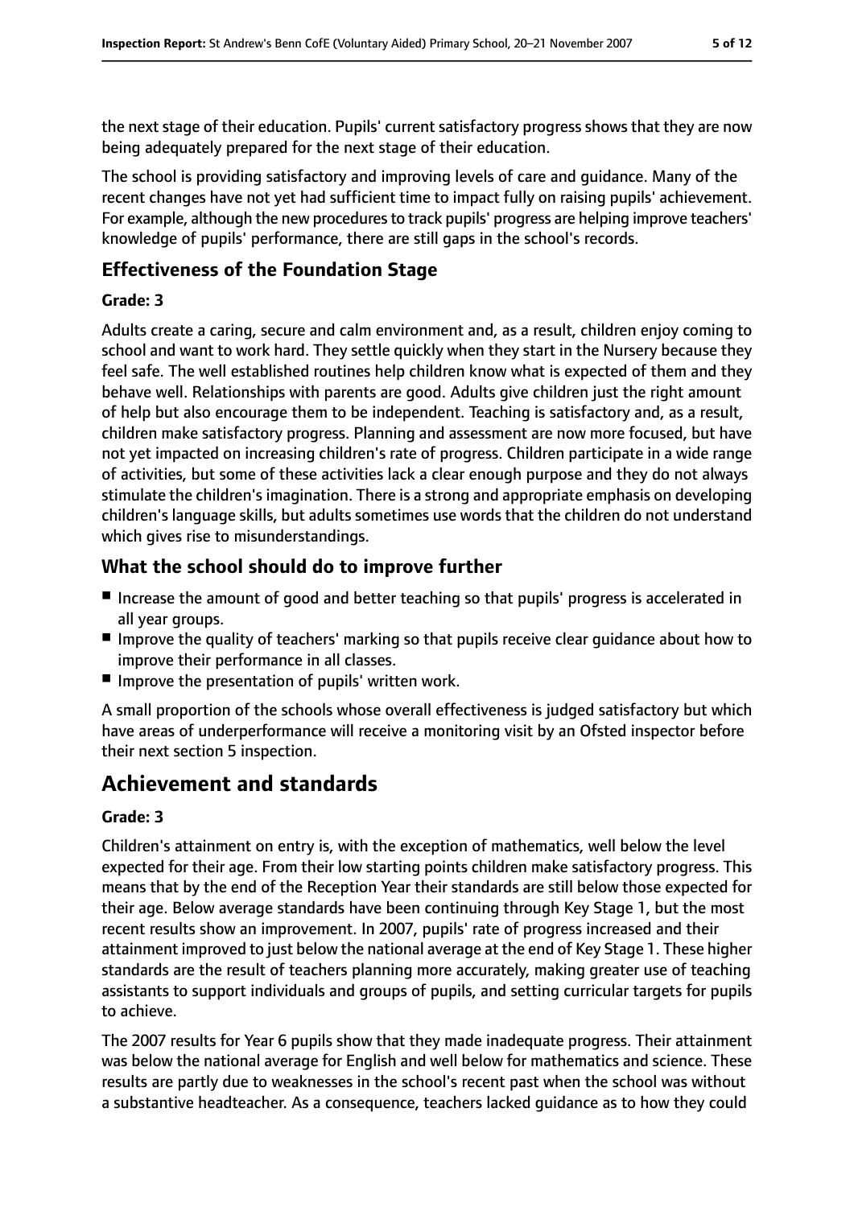the next stage of their education. Pupils' current satisfactory progress shows that they are now being adequately prepared for the next stage of their education.

The school is providing satisfactory and improving levels of care and guidance. Many of the recent changes have not yet had sufficient time to impact fully on raising pupils' achievement. For example, although the new procedures to track pupils' progress are helping improve teachers' knowledge of pupils' performance, there are still gaps in the school's records.

### Effectiveness of the Foundation Stage

#### Grade: 3

Adults create a caring, secure and calm environment and, as a result, children enjoy coming to school and want to work hard. They settle quickly when they start in the Nursery because they feel safe. The well established routines help children know what is expected of them and they behave well. Relationships with parents are good. Adults give children just the right amount of help but also encourage them to be independent. Teaching is satisfactory and, as a result, children make satisfactory progress. Planning and assessment are now more focused, but have not yet impacted on increasing children's rate of progress. Children participate in a wide range of activities, but some of these activities lack a clear enough purpose and they do not always stimulate the children's imagination. There is a strong and appropriate emphasis on developing children's language skills, but adults sometimes use words that the children do not understand which gives rise to misunderstandings.

### What the school should do to improve further

- Increase the amount of good and better teaching so that pupils' progress is accelerated in all year groups.
- Improve the quality of teachers' marking so that pupils receive clear guidance about how to improve their performance in all classes.
- Improve the presentation of pupils' written work.

A small proportion of the schools whose overall effectiveness is judged satisfactory but which have areas of underperformance will receive a monitoring visit by an Ofsted inspector before their next section 5 inspection.

## Achievement and standards

#### Grade: 3

Children's attainment on entry is, with the exception of mathematics, well below the level expected for their age. From their low starting points children make satisfactory progress. This means that by the end of the Reception Year their standards are still below those expected for their age. Below average standards have been continuing through Key Stage 1, but the most recent results show an improvement. In 2007, pupils' rate of progress increased and their attainment improved to just below the national average at the end of Key Stage 1. These higher standards are the result of teachers planning more accurately, making greater use of teaching assistants to support individuals and groups of pupils, and setting curricular targets for pupils to achieve.

The 2007 results for Year 6 pupils show that they made inadequate progress. Their attainment was below the national average for English and well below for mathematics and science. These results are partly due to weaknesses in the school's recent past when the school was without a substantive headteacher. As a consequence, teachers lacked guidance as to how they could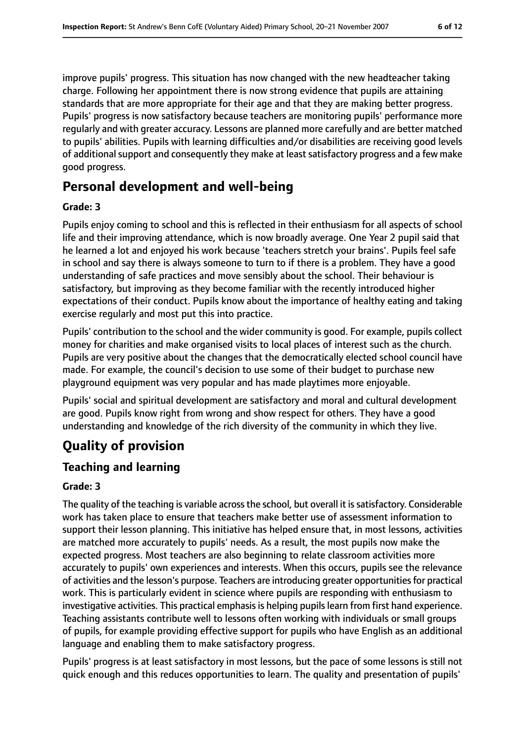improve pupils' progress. This situation has now changed with the new headteacher taking charge. Following her appointment there is now strong evidence that pupils are attaining standards that are more appropriate for their age and that they are making better progress. Pupils' progress is now satisfactory because teachers are monitoring pupils' performance more regularly and with greater accuracy. Lessons are planned more carefully and are better matched to pupils' abilities. Pupils with learning difficulties and/or disabilities are receiving good levels of additional support and consequently they make at least satisfactory progress and a few make good progress.

## Personal development and well-being

**Grade: 3**

Pupils enjoy coming to school and this is reflected in their enthusiasm for all aspects of school life and their improving attendance, which is now broadly average. One Year 2 pupil said that he learned a lot and enjoyed his work because 'teachers stretch your brains'. Pupils feel safe in school and say there is always someone to turn to if there is a problem. They have a good understanding of safe practices and move sensibly about the school. Their behaviour is satisfactory, but improving as they become familiar with the recently introduced higher expectations of their conduct. Pupils know about the importance of healthy eating and taking exercise regularly and most put this into practice.

Pupils' contribution to the school and the wider community is good. For example, pupils collect money for charities and make organised visits to local places of interest such as the church. Pupils are very positive about the changes that the democratically elected school council have made. For example, the council's decision to use some of their budget to purchase new playground equipment was very popular and has made playtimes more enjoyable.

Pupils' social and spiritual development are satisfactory and moral and cultural development are good. Pupils know right from wrong and show respect for others. They have a good understanding and knowledge of the rich diversity of the community in which they live.

# Quality of provision

## Teaching and learning

**Grade: 3**

The quality of the teaching is variable across the school, but overall it is satisfactory. Considerable work has taken place to ensure that teachers make better use of assessment information to support their lesson planning. This initiative has helped ensure that, in most lessons, activities are matched more accurately to pupils' needs. As a result, the most pupils now make the expected progress. Most teachers are also beginning to relate classroom activities more accurately to pupils' own experiences and interests. When this occurs, pupils see the relevance of activities and the lesson's purpose. Teachers are introducing greater opportunities for practical work. This is particularly evident in science where pupils are responding with enthusiasm to investigative activities. This practical emphasis is helping pupils learn from first hand experience. Teaching assistants contribute well to lessons often working with individuals or small groups of pupils, for example providing effective support for pupils who have English as an additional language and enabling them to make satisfactory progress.

Pupils' progress is at least satisfactory in most lessons, but the pace of some lessons is still not quick enough and this reduces opportunities to learn. The quality and presentation of pupils'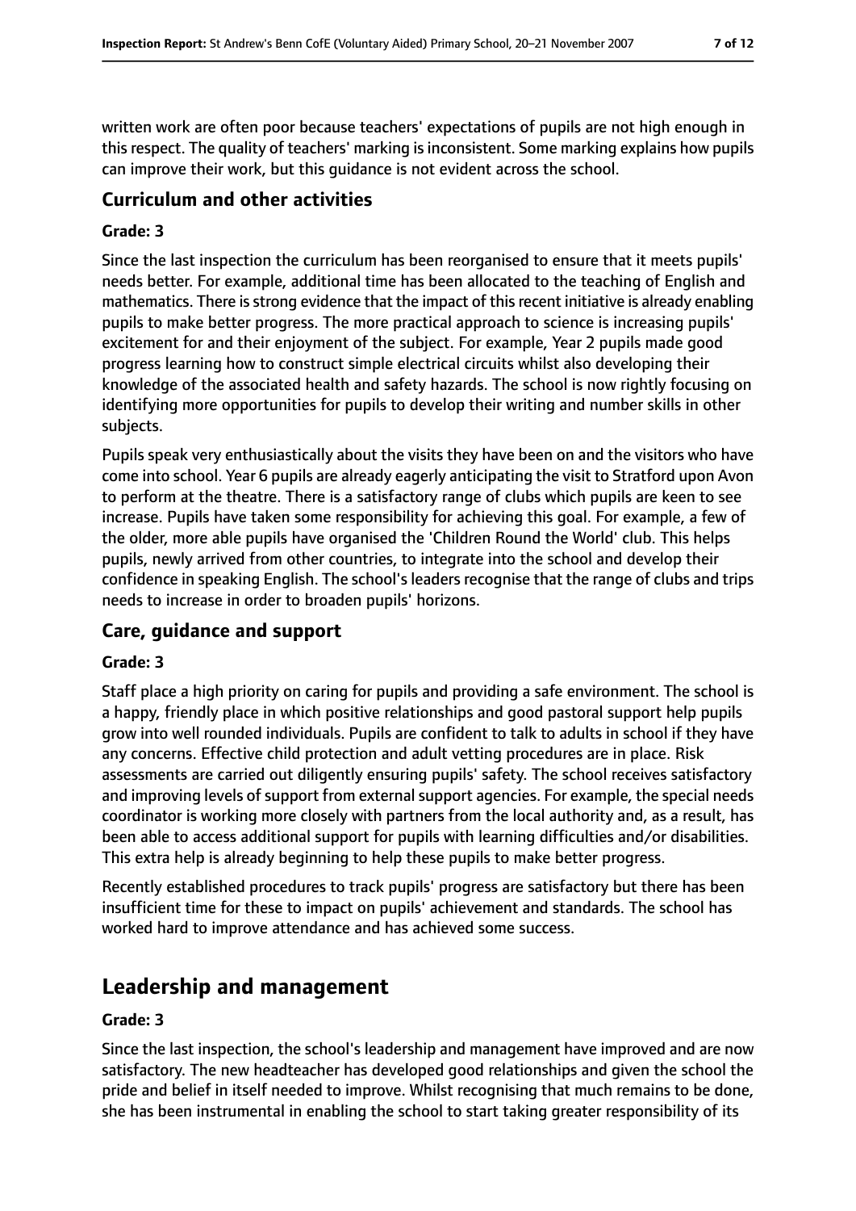written work are often poor because teachers' expectations of pupils are not high enough in this respect. The quality of teachers' marking is inconsistent. Some marking explains how pupils can improve their work, but this guidance is not evident across the school.

### Curriculum and other activities

#### Grade: 3

Since the last inspection the curriculum has been reorganised to ensure that it meets pupils' needs better. For example, additional time has been allocated to the teaching of English and mathematics. There is strong evidence that the impact of this recent initiative is already enabling pupils to make better progress. The more practical approach to science is increasing pupils' excitement for and their enjoyment of the subject. For example, Year 2 pupils made good progress learning how to construct simple electrical circuits whilst also developing their knowledge of the associated health and safety hazards. The school is now rightly focusing on identifying more opportunities for pupils to develop their writing and number skills in other subjects.

Pupils speak very enthusiastically about the visits they have been on and the visitors who have come into school. Year 6 pupils are already eagerly anticipating the visit to Stratford upon Avon to perform at the theatre. There is a satisfactory range of clubs which pupils are keen to see increase. Pupils have taken some responsibility for achieving this goal. For example, a few of the older, more able pupils have organised the 'Children Round the World' club. This helps pupils, newly arrived from other countries, to integrate into the school and develop their confidence in speaking English. The school's leaders recognise that the range of clubs and trips needs to increase in order to broaden pupils' horizons.

### Care, guidance and support

#### Grade: 3

Staff place a high priority on caring for pupils and providing a safe environment. The school is a happy, friendly place in which positive relationships and good pastoral support help pupils grow into well rounded individuals. Pupils are confident to talk to adults in school if they have any concerns. Effective child protection and adult vetting procedures are in place. Risk assessments are carried out diligently ensuring pupils' safety. The school receives satisfactory and improving levels of support from external support agencies. For example, the special needs coordinator is working more closely with partners from the local authority and, as a result, has been able to access additional support for pupils with learning difficulties and/or disabilities. This extra help is already beginning to help these pupils to make better progress.

Recently established procedures to track pupils' progress are satisfactory but there has been insufficient time for these to impact on pupils' achievement and standards. The school has worked hard to improve attendance and has achieved some success.

## Leadership and management

#### Grade: 3

Since the last inspection, the school's leadership and management have improved and are now satisfactory. The new headteacher has developed good relationships and given the school the pride and belief in itself needed to improve. Whilst recognising that much remains to be done, she has been instrumental in enabling the school to start taking greater responsibility of its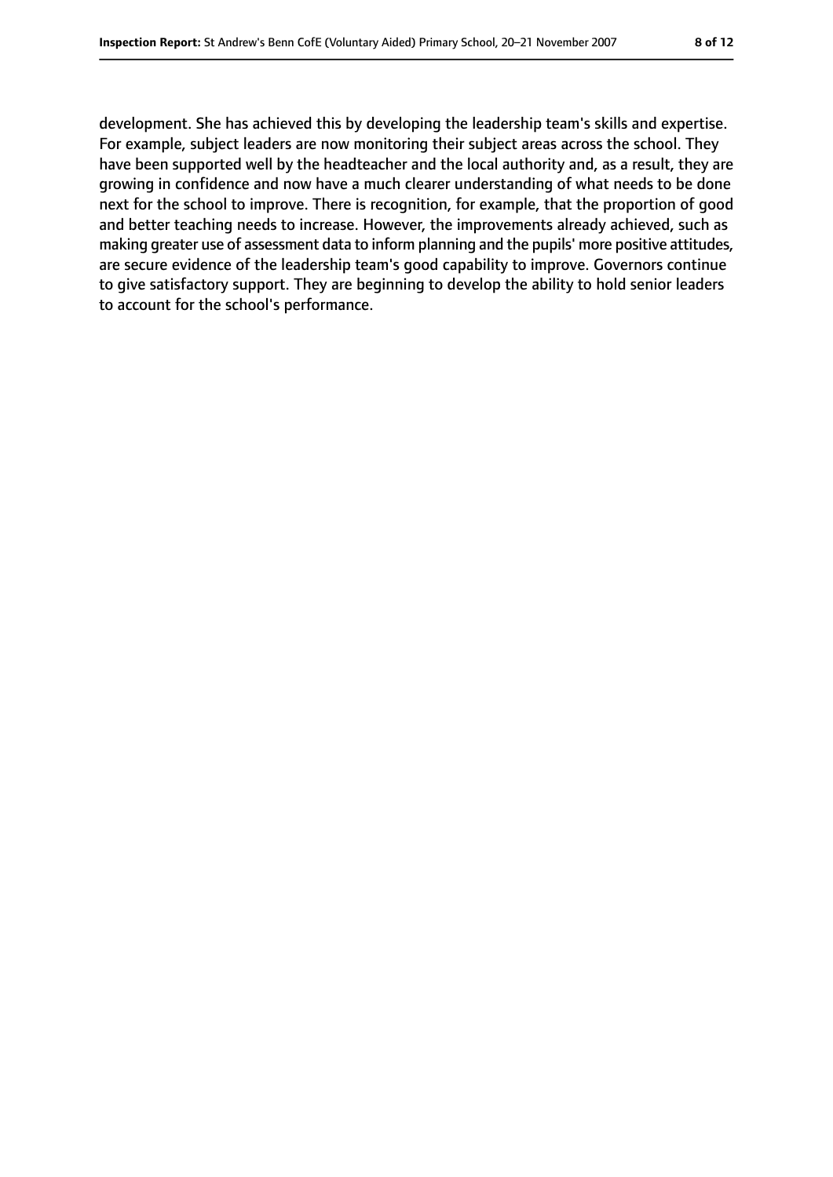development. She has achieved this by developing the leadership team's skills and expertise. For example, subject leaders are now monitoring their subject areas across the school. They have been supported well by the headteacher and the local authority and, as a result, they are growing in confidence and now have a much clearer understanding of what needs to be done next for the school to improve. There is recognition, for example, that the proportion of good and better teaching needs to increase. However, the improvements already achieved, such as making greater use of assessment data to inform planning and the pupils' more positive attitudes, are secure evidence of the leadership team's good capability to improve. Governors continue to give satisfactory support. They are beginning to develop the ability to hold senior leaders to account for the school's performance.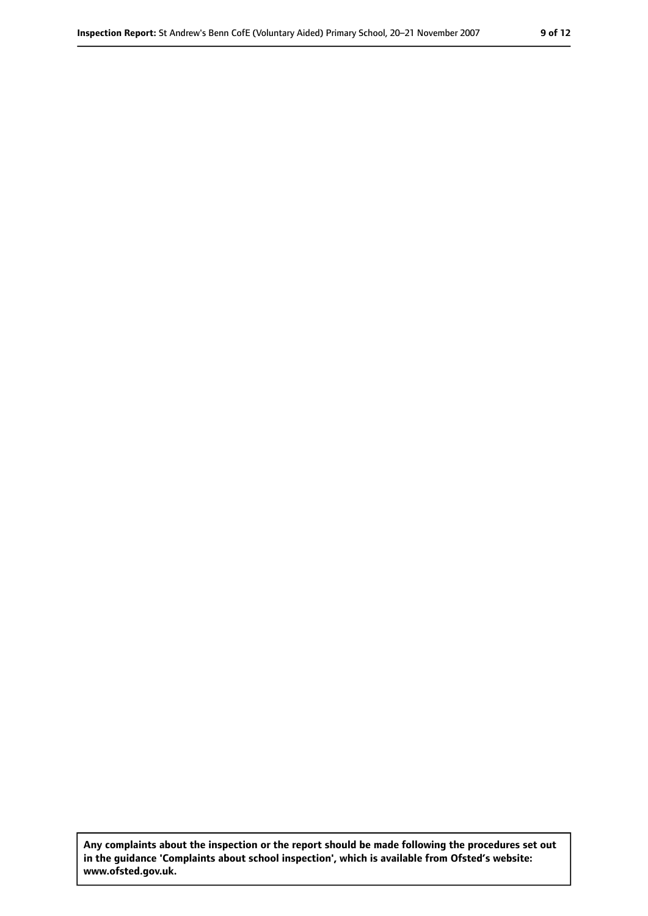**Any complaints about the inspection or the report should be made following the procedures set out in the guidance 'Complaints about school inspection', which is available from Ofsted's website: www.ofsted.gov.uk.**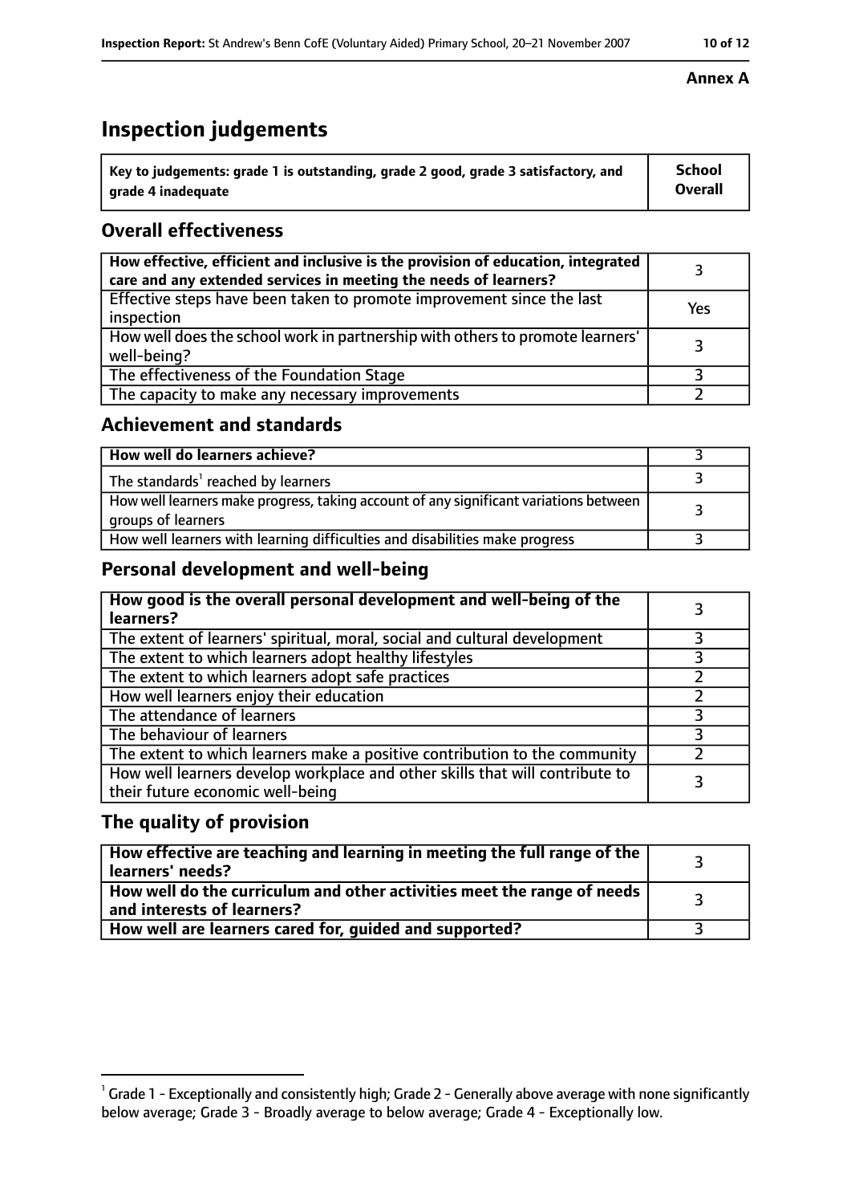**Annex A**

# Inspection judgements

| Key to judgements: grade 1 is outstanding, grade 2 good, grade 3 satisfactory, and grade 4 inadequate | School Overall |
|---|---|

## Overall effectiveness

| | |
|---|---|
| How effective, efficient and inclusive is the provision of education, integrated care and any extended services in meeting the needs of learners? | 3 |
| Effective steps have been taken to promote improvement since the last inspection | Yes |
| How well does the school work in partnership with others to promote learners' well-being? | 3 |
| The effectiveness of the Foundation Stage | 3 |
| The capacity to make any necessary improvements | 2 |

## Achievement and standards

| | |
|---|---|
| **How well do learners achieve?** | 3 |
| The standards[1] reached by learners | 3 |
| How well learners make progress, taking account of any significant variations between groups of learners | 3 |
| How well learners with learning difficulties and disabilities make progress | 3 |

## Personal development and well-being

| | |
|---|---|
| **How good is the overall personal development and well-being of the learners?** | 3 |
| The extent of learners' spiritual, moral, social and cultural development | 3 |
| The extent to which learners adopt healthy lifestyles | 3 |
| The extent to which learners adopt safe practices | 2 |
| How well learners enjoy their education | 2 |
| The attendance of learners | 3 |
| The behaviour of learners | 3 |
| The extent to which learners make a positive contribution to the community | 2 |
| How well learners develop workplace and other skills that will contribute to their future economic well-being | 3 |

## The quality of provision

| | |
|---|---|
| **How effective are teaching and learning in meeting the full range of the learners' needs?** | 3 |
| **How well do the curriculum and other activities meet the range of needs and interests of learners?** | 3 |
| **How well are learners cared for, guided and supported?** | 3 |

[1] Grade 1 - Exceptionally and consistently high; Grade 2 - Generally above average with none significantly below average; Grade 3 - Broadly average to below average; Grade 4 - Exceptionally low.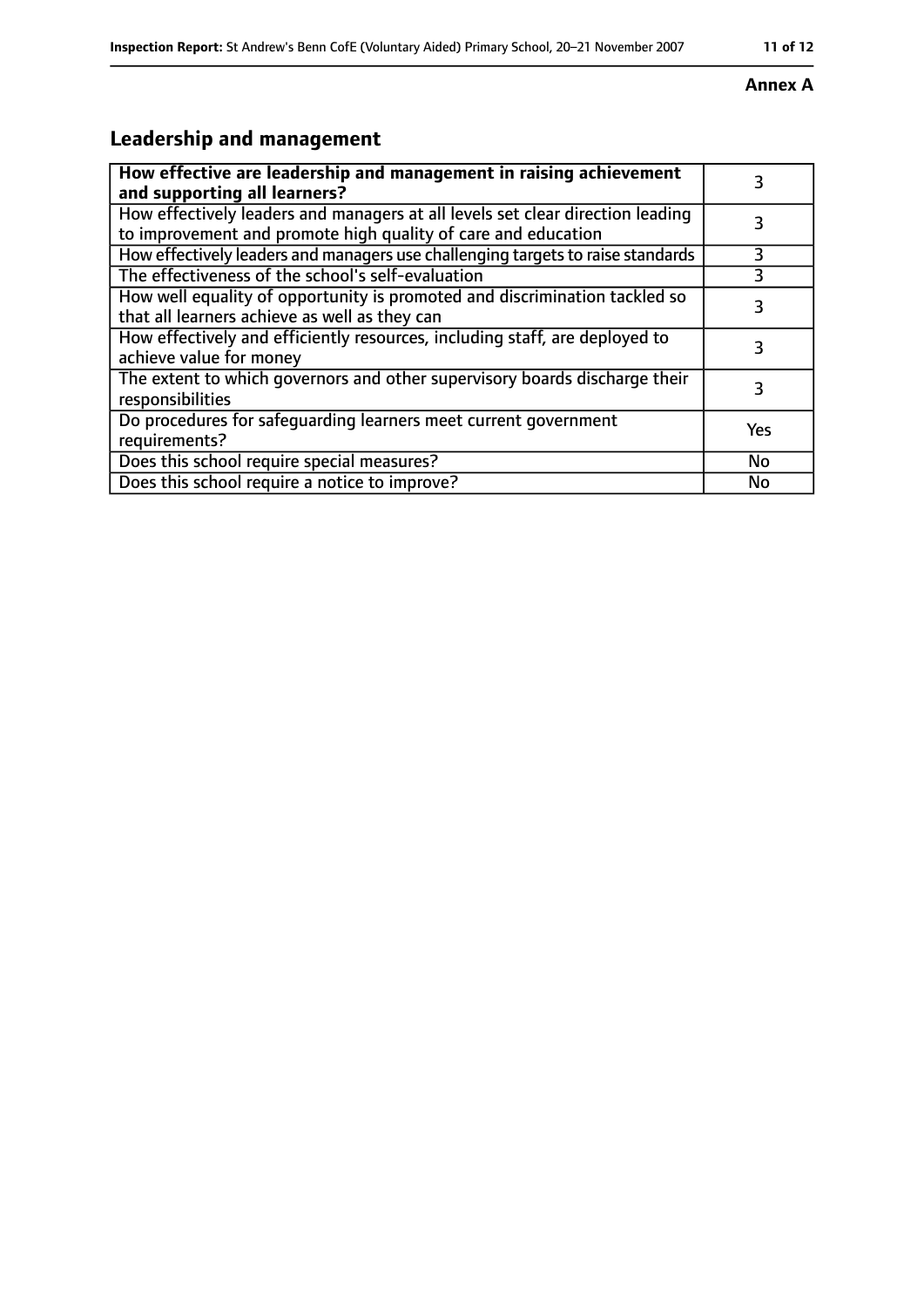**Annex A**

## Leadership and management

| **How effective are leadership and management in raising achievement and supporting all learners?** | 3 |
|---|---|
| How effectively leaders and managers at all levels set clear direction leading to improvement and promote high quality of care and education | 3 |
| How effectively leaders and managers use challenging targets to raise standards | 3 |
| The effectiveness of the school's self-evaluation | 3 |
| How well equality of opportunity is promoted and discrimination tackled so that all learners achieve as well as they can | 3 |
| How effectively and efficiently resources, including staff, are deployed to achieve value for money | 3 |
| The extent to which governors and other supervisory boards discharge their responsibilities | 3 |
| Do procedures for safeguarding learners meet current government requirements? | Yes |
| Does this school require special measures? | No |
| Does this school require a notice to improve? | No |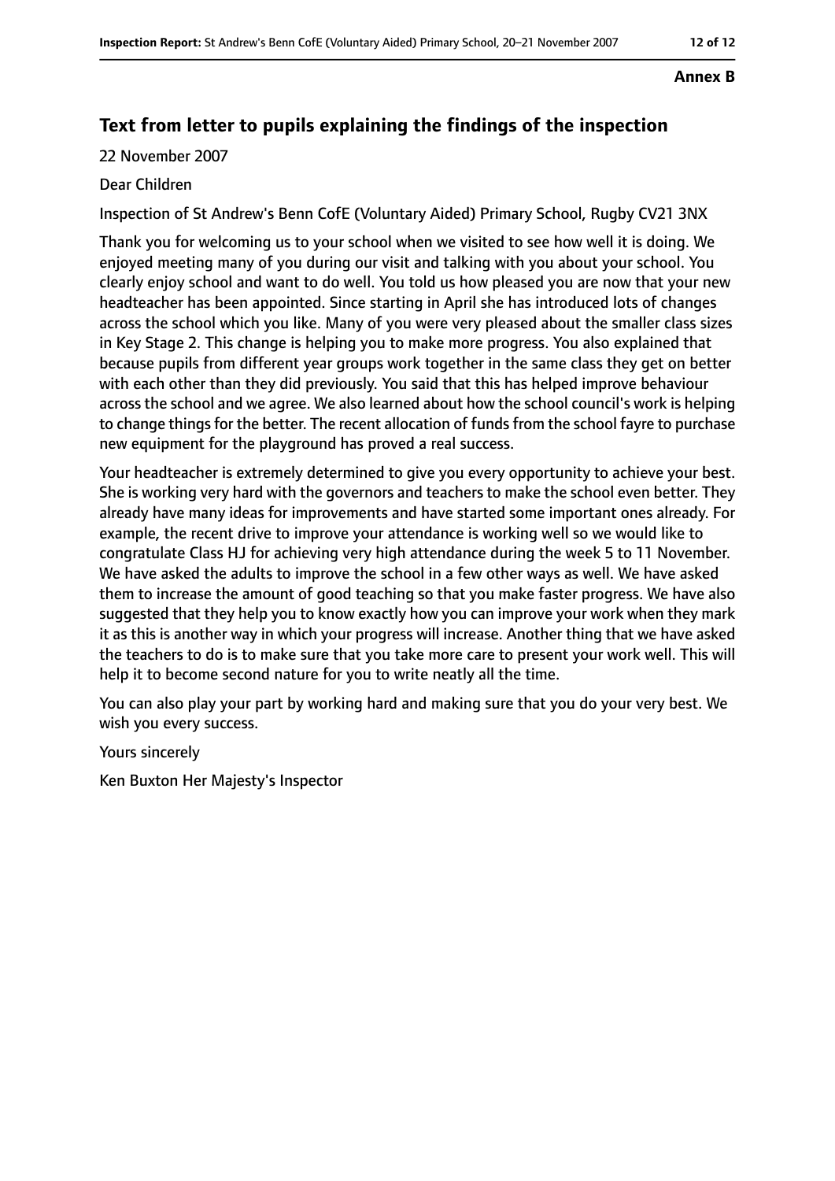**Annex B**

## Text from letter to pupils explaining the findings of the inspection

22 November 2007

Dear Children

Inspection of St Andrew's Benn CofE (Voluntary Aided) Primary School, Rugby CV21 3NX

Thank you for welcoming us to your school when we visited to see how well it is doing. We enjoyed meeting many of you during our visit and talking with you about your school. You clearly enjoy school and want to do well. You told us how pleased you are now that your new headteacher has been appointed. Since starting in April she has introduced lots of changes across the school which you like. Many of you were very pleased about the smaller class sizes in Key Stage 2. This change is helping you to make more progress. You also explained that because pupils from different year groups work together in the same class they get on better with each other than they did previously. You said that this has helped improve behaviour across the school and we agree. We also learned about how the school council's work is helping to change things for the better. The recent allocation of funds from the school fayre to purchase new equipment for the playground has proved a real success.

Your headteacher is extremely determined to give you every opportunity to achieve your best. She is working very hard with the governors and teachers to make the school even better. They already have many ideas for improvements and have started some important ones already. For example, the recent drive to improve your attendance is working well so we would like to congratulate Class HJ for achieving very high attendance during the week 5 to 11 November. We have asked the adults to improve the school in a few other ways as well. We have asked them to increase the amount of good teaching so that you make faster progress. We have also suggested that they help you to know exactly how you can improve your work when they mark it as this is another way in which your progress will increase. Another thing that we have asked the teachers to do is to make sure that you take more care to present your work well. This will help it to become second nature for you to write neatly all the time.

You can also play your part by working hard and making sure that you do your very best. We wish you every success.

Yours sincerely

Ken Buxton Her Majesty's Inspector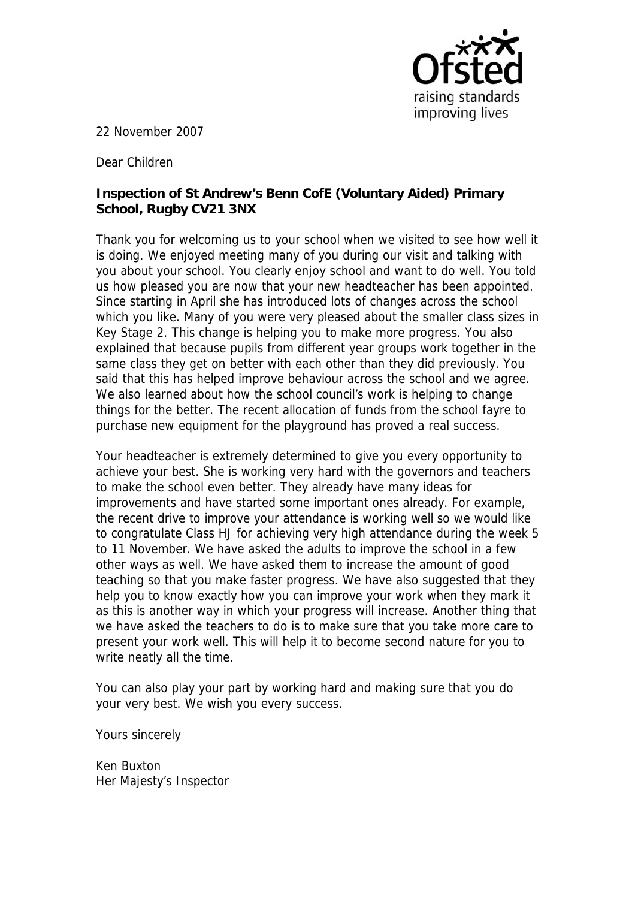22 November 2007

Dear Children

**Inspection of St Andrew's Benn CofE (Voluntary Aided) Primary School, Rugby CV21 3NX**

Thank you for welcoming us to your school when we visited to see how well it is doing. We enjoyed meeting many of you during our visit and talking with you about your school. You clearly enjoy school and want to do well. You told us how pleased you are now that your new headteacher has been appointed. Since starting in April she has introduced lots of changes across the school which you like. Many of you were very pleased about the smaller class sizes in Key Stage 2. This change is helping you to make more progress. You also explained that because pupils from different year groups work together in the same class they get on better with each other than they did previously. You said that this has helped improve behaviour across the school and we agree. We also learned about how the school council's work is helping to change things for the better. The recent allocation of funds from the school fayre to purchase new equipment for the playground has proved a real success.

Your headteacher is extremely determined to give you every opportunity to achieve your best. She is working very hard with the governors and teachers to make the school even better. They already have many ideas for improvements and have started some important ones already. For example, the recent drive to improve your attendance is working well so we would like to congratulate Class HJ for achieving very high attendance during the week 5 to 11 November. We have asked the adults to improve the school in a few other ways as well. We have asked them to increase the amount of good teaching so that you make faster progress. We have also suggested that they help you to know exactly how you can improve your work when they mark it as this is another way in which your progress will increase. Another thing that we have asked the teachers to do is to make sure that you take more care to present your work well. This will help it to become second nature for you to write neatly all the time.

You can also play your part by working hard and making sure that you do your very best. We wish you every success.

Yours sincerely

Ken Buxton
Her Majesty's Inspector